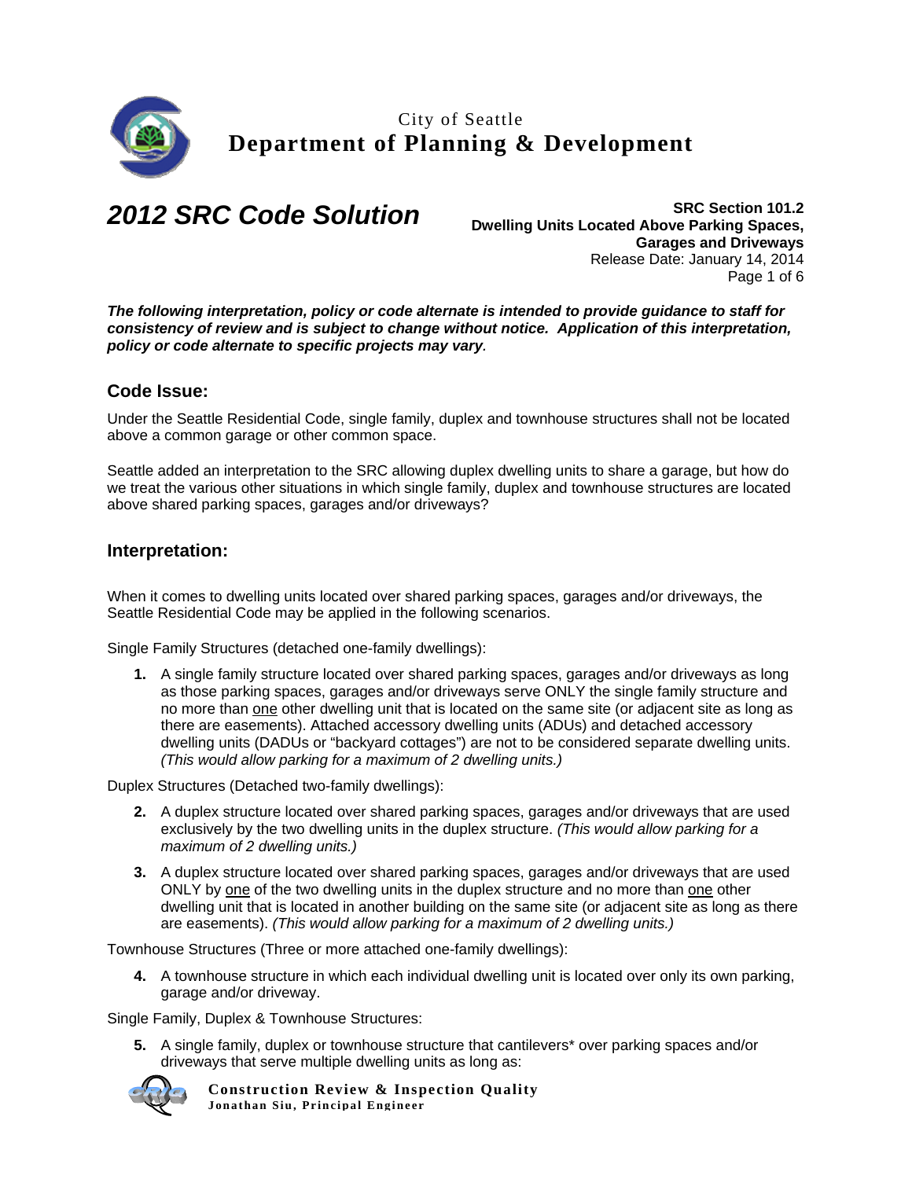City of Seattle

**Department of Planning & Development**

# *2012 SRC Code Solution*

**SRC Section 101.2**
**Dwelling Units Located Above Parking Spaces, Garages and Driveways**
Release Date: January 14, 2014

***The following interpretation, policy or code alternate is intended to provide guidance to staff for consistency of review and is subject to change without notice. Application of this interpretation, policy or code alternate to specific projects may vary.***

## Code Issue:

Under the Seattle Residential Code, single family, duplex and townhouse structures shall not be located above a common garage or other common space.

Seattle added an interpretation to the SRC allowing duplex dwelling units to share a garage, but how do we treat the various other situations in which single family, duplex and townhouse structures are located above shared parking spaces, garages and/or driveways?

## Interpretation:

When it comes to dwelling units located over shared parking spaces, garages and/or driveways, the Seattle Residential Code may be applied in the following scenarios.

Single Family Structures (detached one-family dwellings):

1. A single family structure located over shared parking spaces, garages and/or driveways as long as those parking spaces, garages and/or driveways serve ONLY the single family structure and no more than <u>one</u> other dwelling unit that is located on the same site (or adjacent site as long as there are easements). Attached accessory dwelling units (ADUs) and detached accessory dwelling units (DADUs or "backyard cottages") are not to be considered separate dwelling units. *(This would allow parking for a maximum of 2 dwelling units.)*

Duplex Structures (Detached two-family dwellings):

2. A duplex structure located over shared parking spaces, garages and/or driveways that are used exclusively by the two dwelling units in the duplex structure. *(This would allow parking for a maximum of 2 dwelling units.)*
3. A duplex structure located over shared parking spaces, garages and/or driveways that are used ONLY by <u>one</u> of the two dwelling units in the duplex structure and no more than <u>one</u> other dwelling unit that is located in another building on the same site (or adjacent site as long as there are easements). *(This would allow parking for a maximum of 2 dwelling units.)*

Townhouse Structures (Three or more attached one-family dwellings):

4. A townhouse structure in which each individual dwelling unit is located over only its own parking, garage and/or driveway.

Single Family, Duplex & Townhouse Structures:

5. A single family, duplex or townhouse structure that cantilevers* over parking spaces and/or driveways that serve multiple dwelling units as long as:

**Construction Review & Inspection Quality**
**Jonathan Siu, Principal Engineer**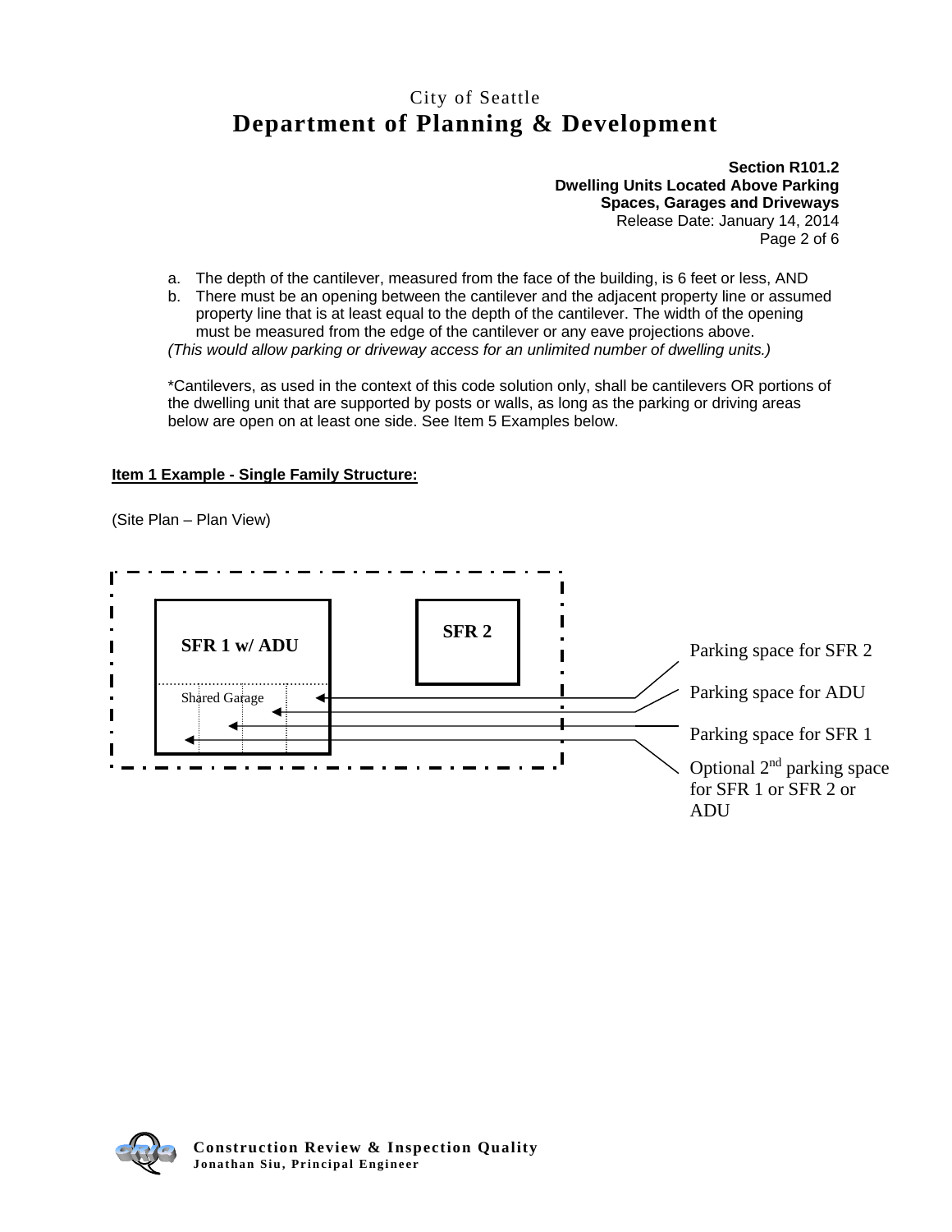a. The depth of the cantilever, measured from the face of the building, is 6 feet or less, AND
b. There must be an opening between the cantilever and the adjacent property line or assumed property line that is at least equal to the depth of the cantilever. The width of the opening must be measured from the edge of the cantilever or any eave projections above.

*(This would allow parking or driveway access for an unlimited number of dwelling units.)*

*Cantilevers, as used in the context of this code solution only, shall be cantilevers OR portions of the dwelling unit that are supported by posts or walls, as long as the parking or driving areas below are open on at least one side. See Item 5 Examples below.

**Item 1 Example - Single Family Structure:**

(Site Plan – Plan View)

SFR 1 w/ ADU

Shared Garage

SFR 2

Parking space for SFR 2

Parking space for ADU

Parking space for SFR 1

Optional 2nd parking space for SFR 1 or SFR 2 or ADU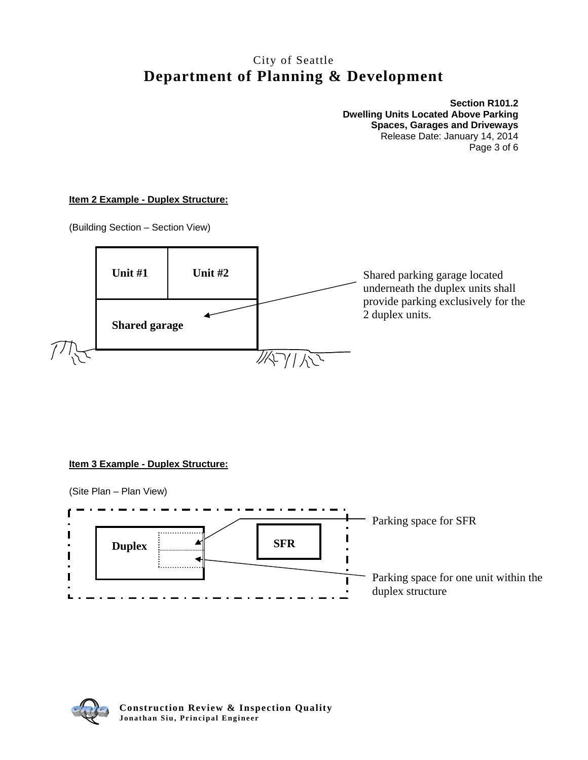**Item 2 Example - Duplex Structure:**

(Building Section – Section View)

Unit #1

Unit #2

Shared garage

Shared parking garage located underneath the duplex units shall provide parking exclusively for the 2 duplex units.

**Item 3 Example - Duplex Structure:**

(Site Plan – Plan View)

Duplex

SFR

Parking space for SFR

Parking space for one unit within the duplex structure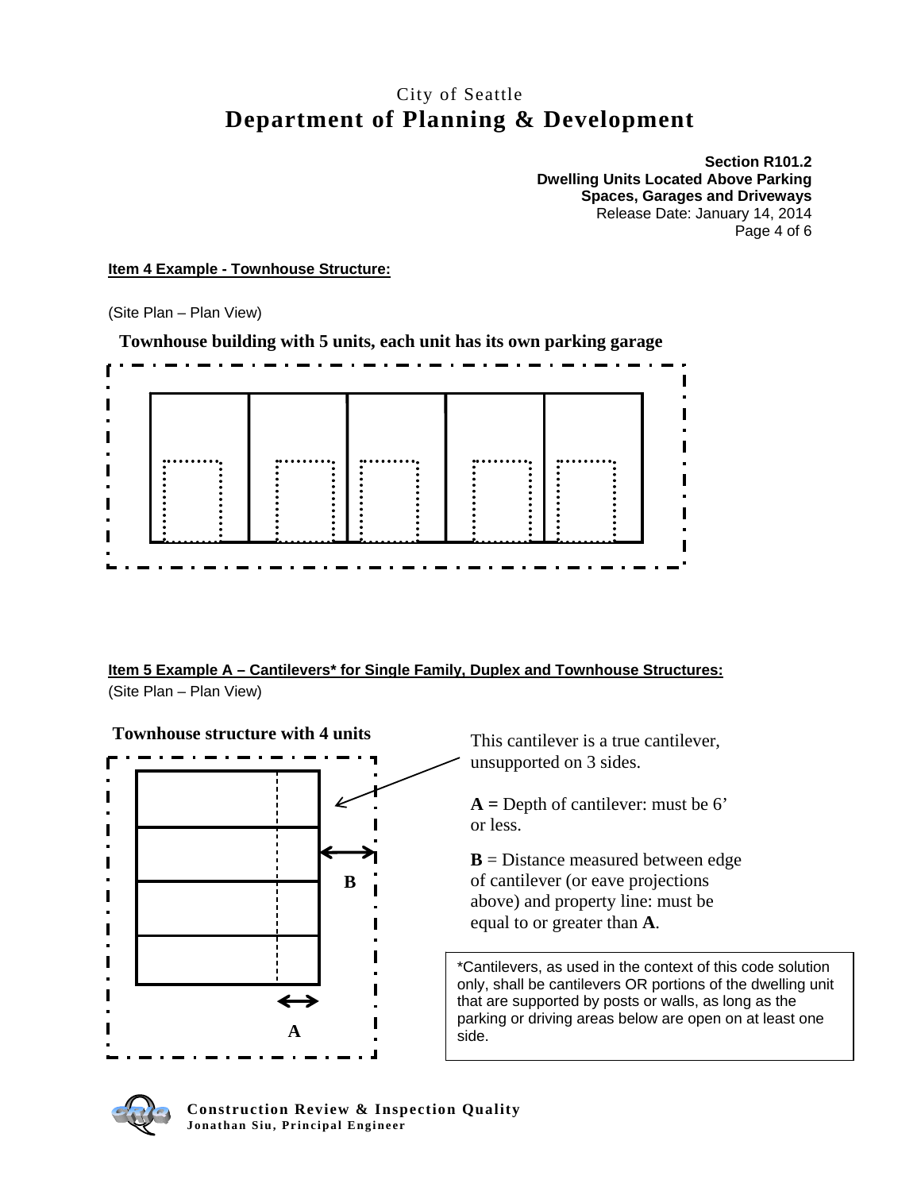**Item 4 Example - Townhouse Structure:**

(Site Plan – Plan View)

**Townhouse building with 5 units, each unit has its own parking garage**

**Item 5 Example A – Cantilevers* for Single Family, Duplex and Townhouse Structures:**

(Site Plan – Plan View)

**Townhouse structure with 4 units**

B

A

This cantilever is a true cantilever, unsupported on 3 sides.

**A =** Depth of cantilever: must be 6' or less.

**B** = Distance measured between edge of cantilever (or eave projections above) and property line: must be equal to or greater than **A**.

*Cantilevers, as used in the context of this code solution only, shall be cantilevers OR portions of the dwelling unit that are supported by posts or walls, as long as the parking or driving areas below are open on at least one side.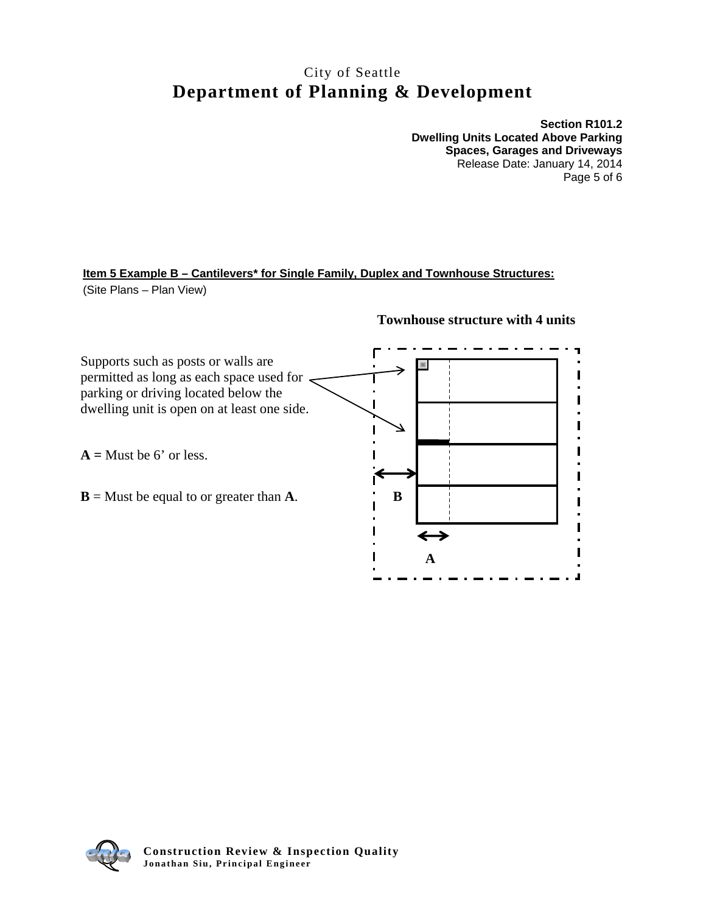**Item 5 Example B – Cantilevers* for Single Family, Duplex and Townhouse Structures:**

(Site Plans – Plan View)

**Townhouse structure with 4 units**

Supports such as posts or walls are permitted as long as each space used for parking or driving located below the dwelling unit is open on at least one side.

**A =** Must be 6’ or less.

**B** = Must be equal to or greater than **A**.

**B**

**A**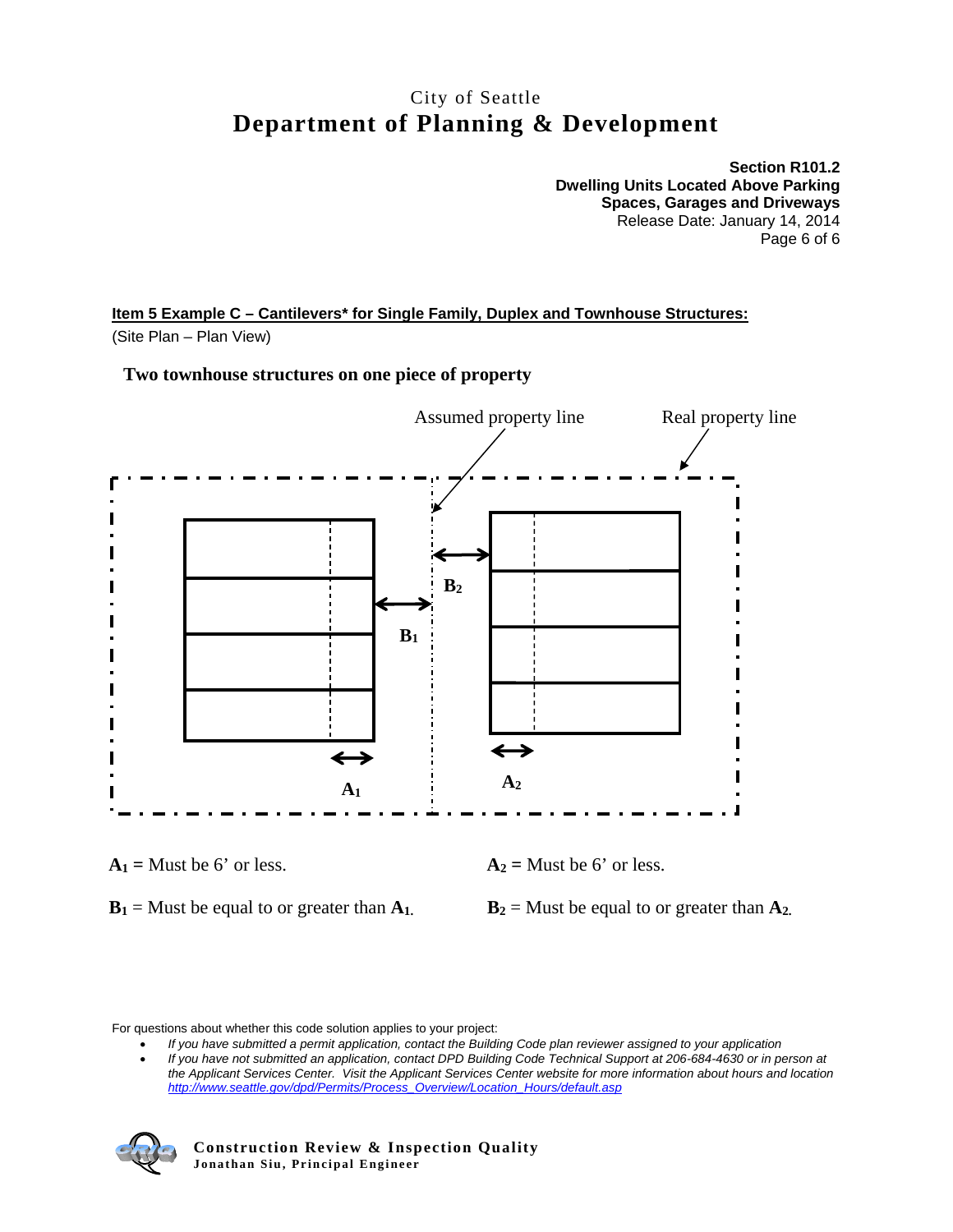City of Seattle

# Department of Planning & Development

**Section R101.2**
**Dwelling Units Located Above Parking Spaces, Garages and Driveways**
Release Date: January 14, 2014

**Item 5 Example C – Cantilevers* for Single Family, Duplex and Townhouse Structures:**

(Site Plan – Plan View)

**Two townhouse structures on one piece of property**

Assumed property line

Real property line

$B_2$

$B_1$

$A_1$

$A_2$

$A_1$ = Must be 6' or less.

$B_1$ = Must be equal to or greater than $A_1$.

$A_2$ = Must be 6' or less.

$B_2$ = Must be equal to or greater than $A_2$.

For questions about whether this code solution applies to your project:

- *If you have submitted a permit application, contact the Building Code plan reviewer assigned to your application*
- *If you have not submitted an application, contact DPD Building Code Technical Support at 206-684-4630 or in person at the Applicant Services Center. Visit the Applicant Services Center website for more information about hours and location [http://www.seattle.gov/dpd/Permits/Process_Overview/Location_Hours/default.asp](http://www.seattle.gov/dpd/Permits/Process_Overview/Location_Hours/default.asp)*

**Construction Review & Inspection Quality**
**Jonathan Siu, Principal Engineer**